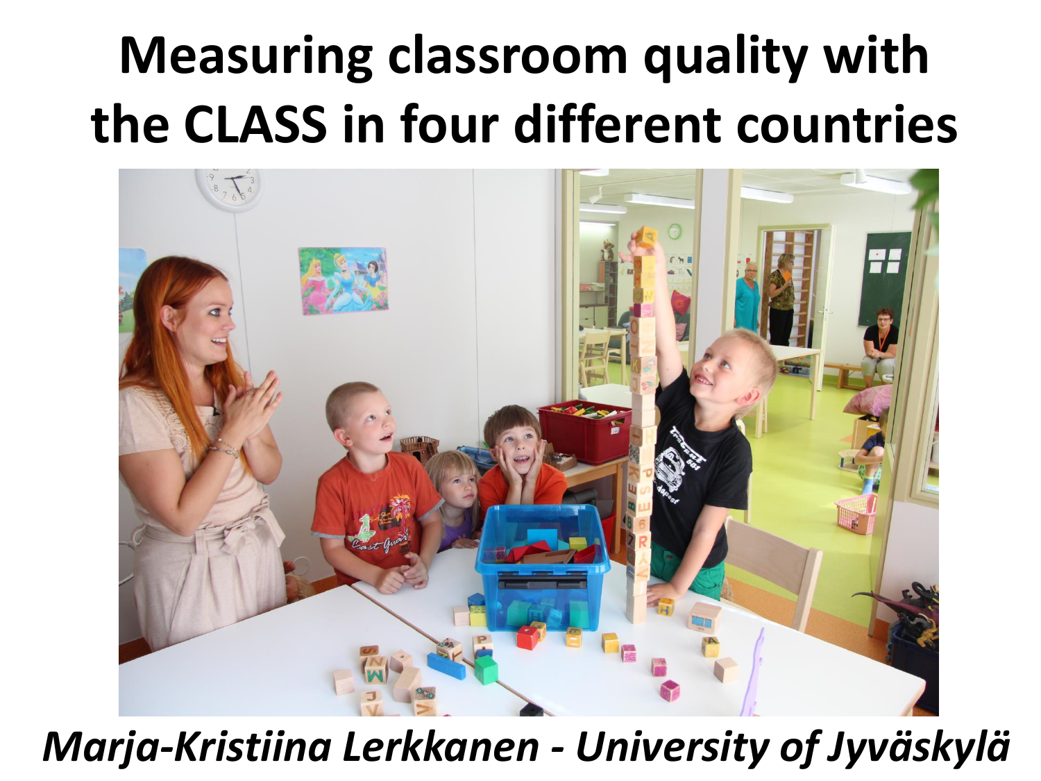# Measuring classroom quality with the CLASS in four different countries

*Marja-Kristiina Lerkkanen - University of Jyväskylä*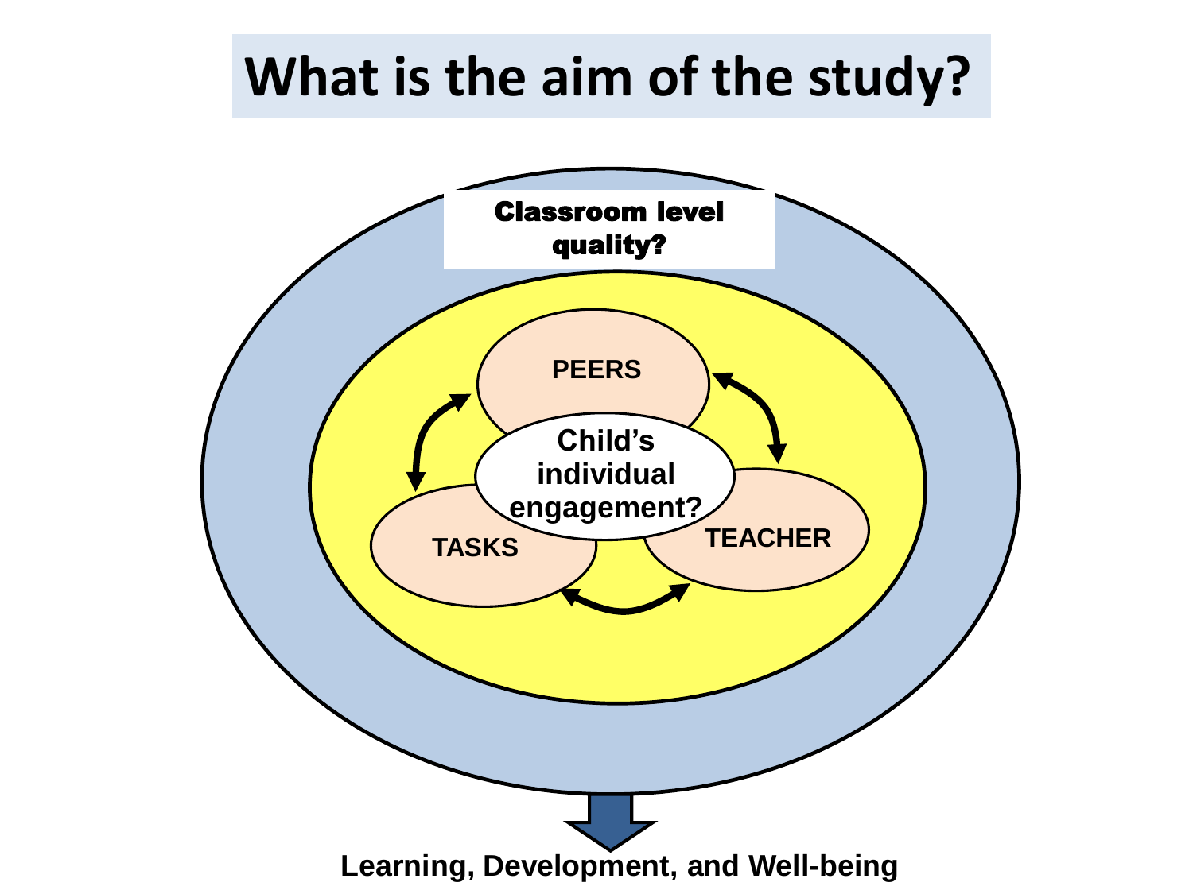# What is the aim of the study?

**Classroom level quality?**

**PEERS**

**Child's individual engagement?**

**TASKS**

**TEACHER**

**Learning, Development, and Well-being**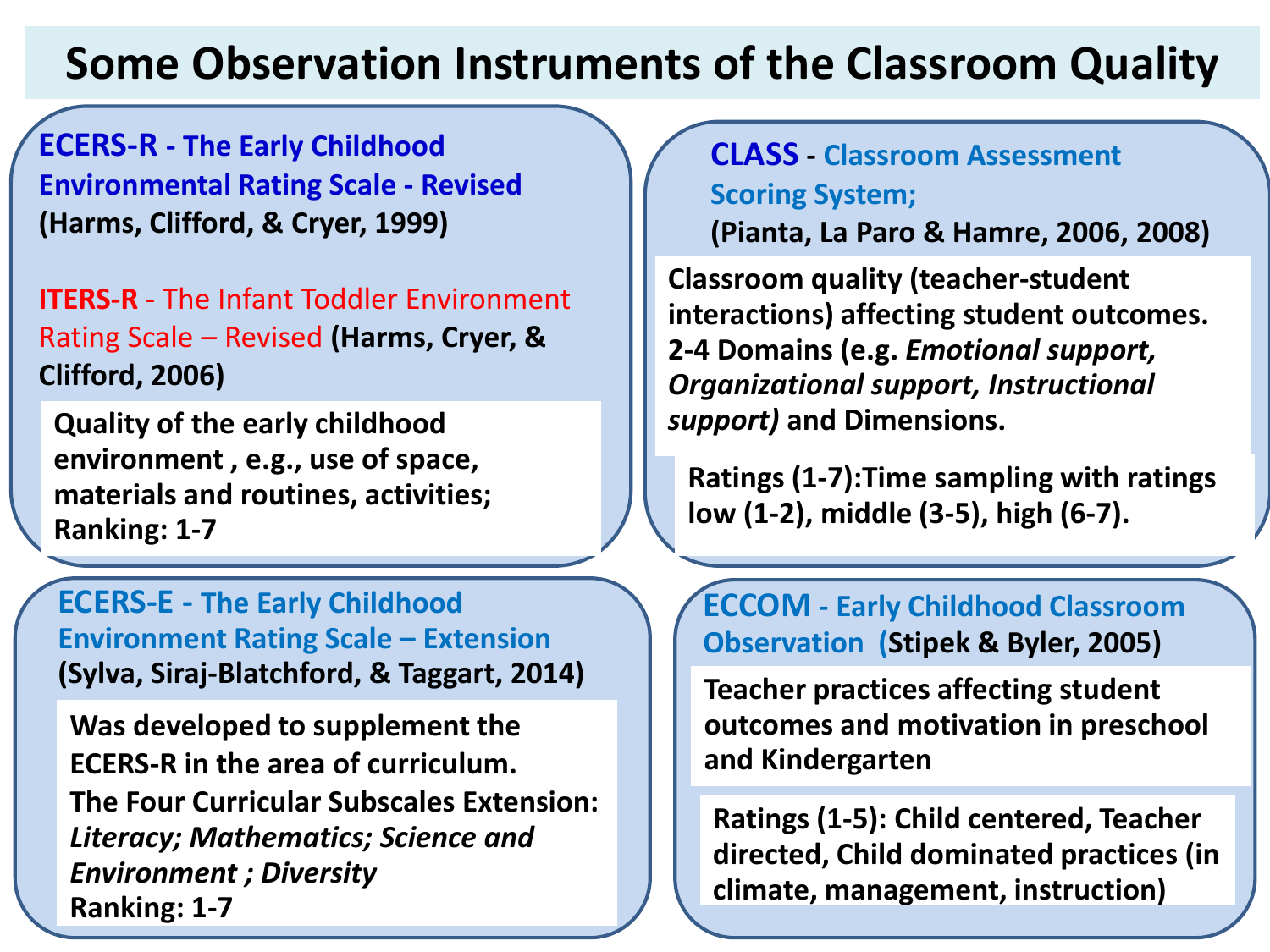# Some Observation Instruments of the Classroom Quality

## ECERS-R - The Early Childhood Environmental Rating Scale - Revised

**(Harms, Clifford, & Cryer, 1999)**

## ITERS-R - The Infant Toddler Environment Rating Scale – Revised

**(Harms, Cryer, & Clifford, 2006)**

**Quality of the early childhood environment , e.g., use of space, materials and routines, activities; Ranking: 1-7**

## CLASS - Classroom Assessment Scoring System;

**(Pianta, La Paro & Hamre, 2006, 2008)**

**Classroom quality (teacher-student interactions) affecting student outcomes. 2-4 Domains (e.g. *Emotional support, Organizational support, Instructional support)* and Dimensions.**

**Ratings (1-7):Time sampling with ratings low (1-2), middle (3-5), high (6-7).**

## ECERS-E - The Early Childhood Environment Rating Scale – Extension

**(Sylva, Siraj-Blatchford, & Taggart, 2014)**

**Was developed to supplement the ECERS-R in the area of curriculum.**
**The Four Curricular Subscales Extension: *Literacy; Mathematics; Science and Environment ; Diversity***
**Ranking: 1-7**

## ECCOM - Early Childhood Classroom Observation (Stipek & Byler, 2005)

**Teacher practices affecting student outcomes and motivation in preschool and Kindergarten**

**Ratings (1-5): Child centered, Teacher directed, Child dominated practices (in climate, management, instruction)**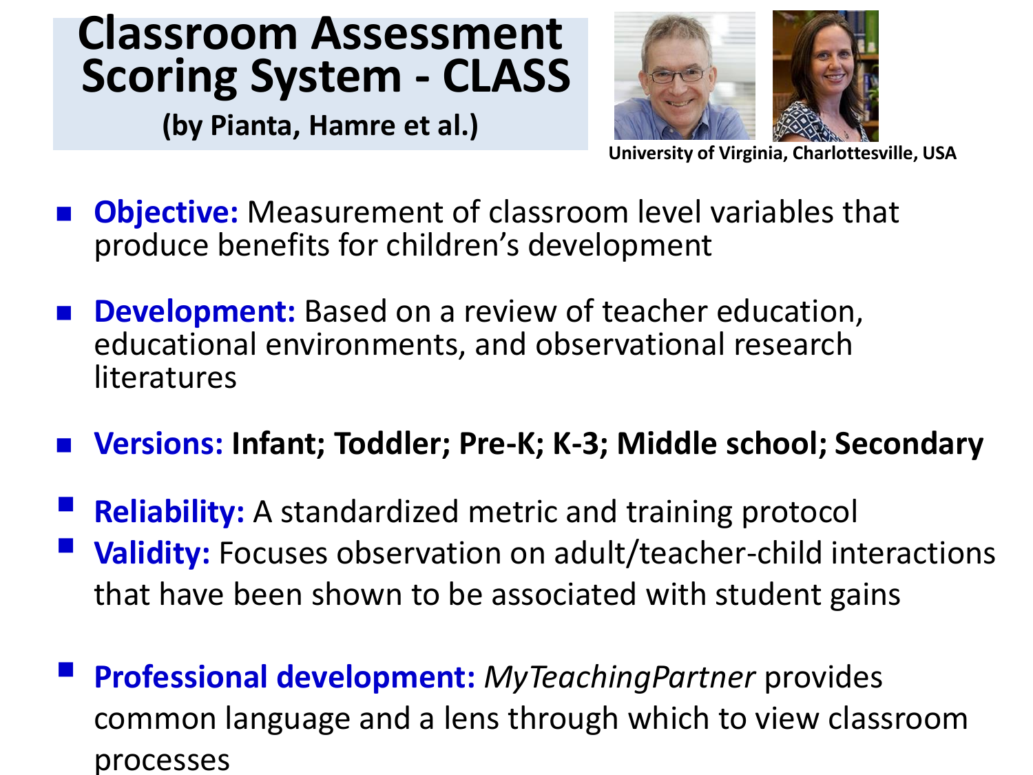# Classroom Assessment Scoring System - CLASS

**(by Pianta, Hamre et al.)**

**University of Virginia, Charlottesville, USA**

- **Objective:** Measurement of classroom level variables that produce benefits for children's development
- **Development:** Based on a review of teacher education, educational environments, and observational research literatures
- **Versions: Infant; Toddler; Pre-K; K-3; Middle school; Secondary**
- **Reliability:** A standardized metric and training protocol
- **Validity:** Focuses observation on adult/teacher-child interactions that have been shown to be associated with student gains
- **Professional development:** *MyTeachingPartner* provides common language and a lens through which to view classroom processes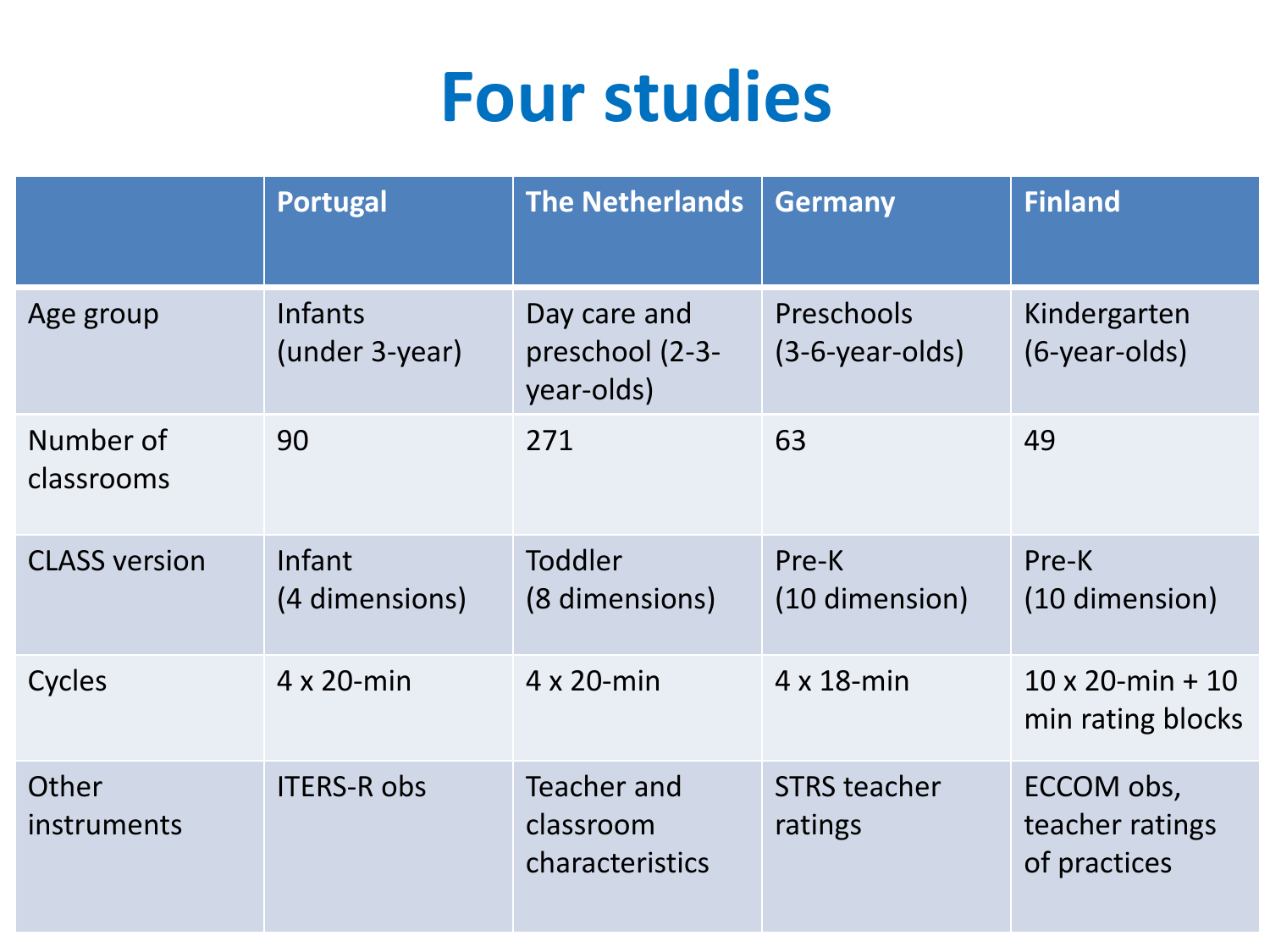# Four studies

| | Portugal | The Netherlands | Germany | Finland |
|---|---|---|---|---|
| Age group | Infants (under 3-year) | Day care and preschool (2-3-year-olds) | Preschools (3-6-year-olds) | Kindergarten (6-year-olds) |
| Number of classrooms | 90 | 271 | 63 | 49 |
| CLASS version | Infant (4 dimensions) | Toddler (8 dimensions) | Pre-K (10 dimension) | Pre-K (10 dimension) |
| Cycles | 4 x 20-min | 4 x 20-min | 4 x 18-min | 10 x 20-min + 10 min rating blocks |
| Other instruments | ITERS-R obs | Teacher and classroom characteristics | STRS teacher ratings | ECCOM obs, teacher ratings of practices |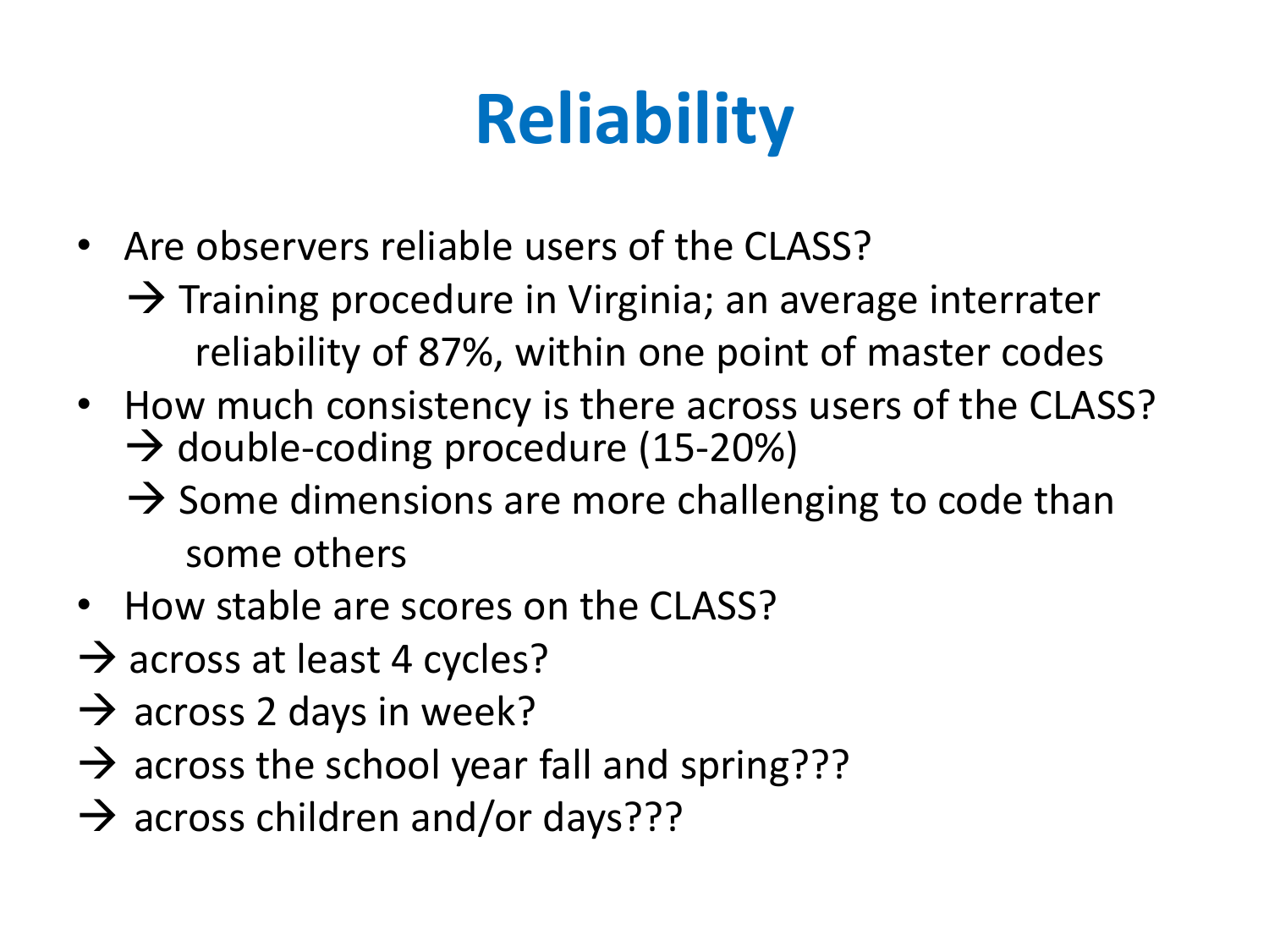# Reliability

- Are observers reliable users of the CLASS?
  - → Training procedure in Virginia; an average interrater reliability of 87%, within one point of master codes
- How much consistency is there across users of the CLASS?
  - → double-coding procedure (15-20%)
  - → Some dimensions are more challenging to code than some others
- How stable are scores on the CLASS?

→ across at least 4 cycles?

→ across 2 days in week?

→ across the school year fall and spring???

→ across children and/or days???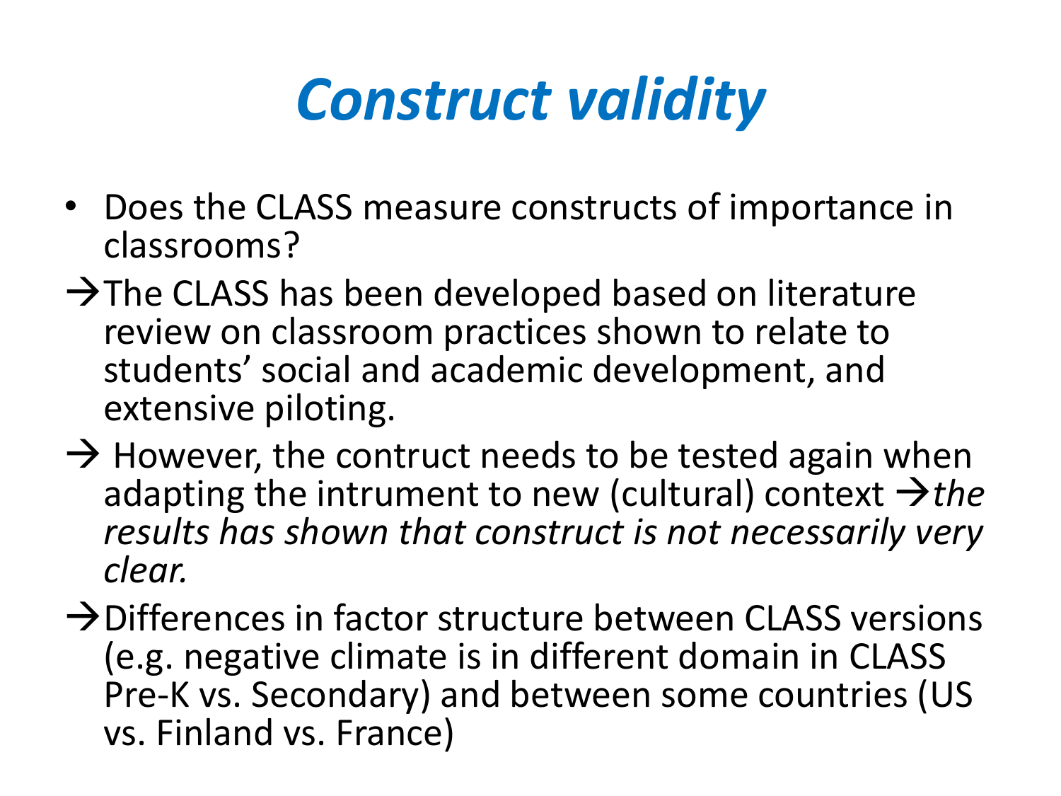# *Construct validity*

- Does the CLASS measure constructs of importance in classrooms?

→The CLASS has been developed based on literature review on classroom practices shown to relate to students' social and academic development, and extensive piloting.

→ However, the contruct needs to be tested again when adapting the intrument to new (cultural) context →*the results has shown that construct is not necessarily very clear.*

→Differences in factor structure between CLASS versions (e.g. negative climate is in different domain in CLASS Pre-K vs. Secondary) and between some countries (US vs. Finland vs. France)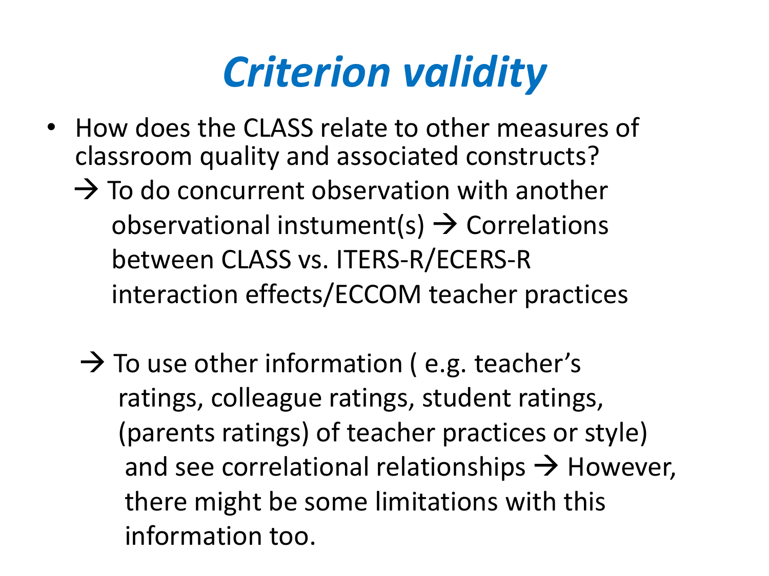# *Criterion validity*

- How does the CLASS relate to other measures of classroom quality and associated constructs?

  → To do concurrent observation with another observational instument(s) → Correlations between CLASS vs. ITERS-R/ECERS-R interaction effects/ECCOM teacher practices

  → To use other information ( e.g. teacher's ratings, colleague ratings, student ratings, (parents ratings) of teacher practices or style) and see correlational relationships → However, there might be some limitations with this information too.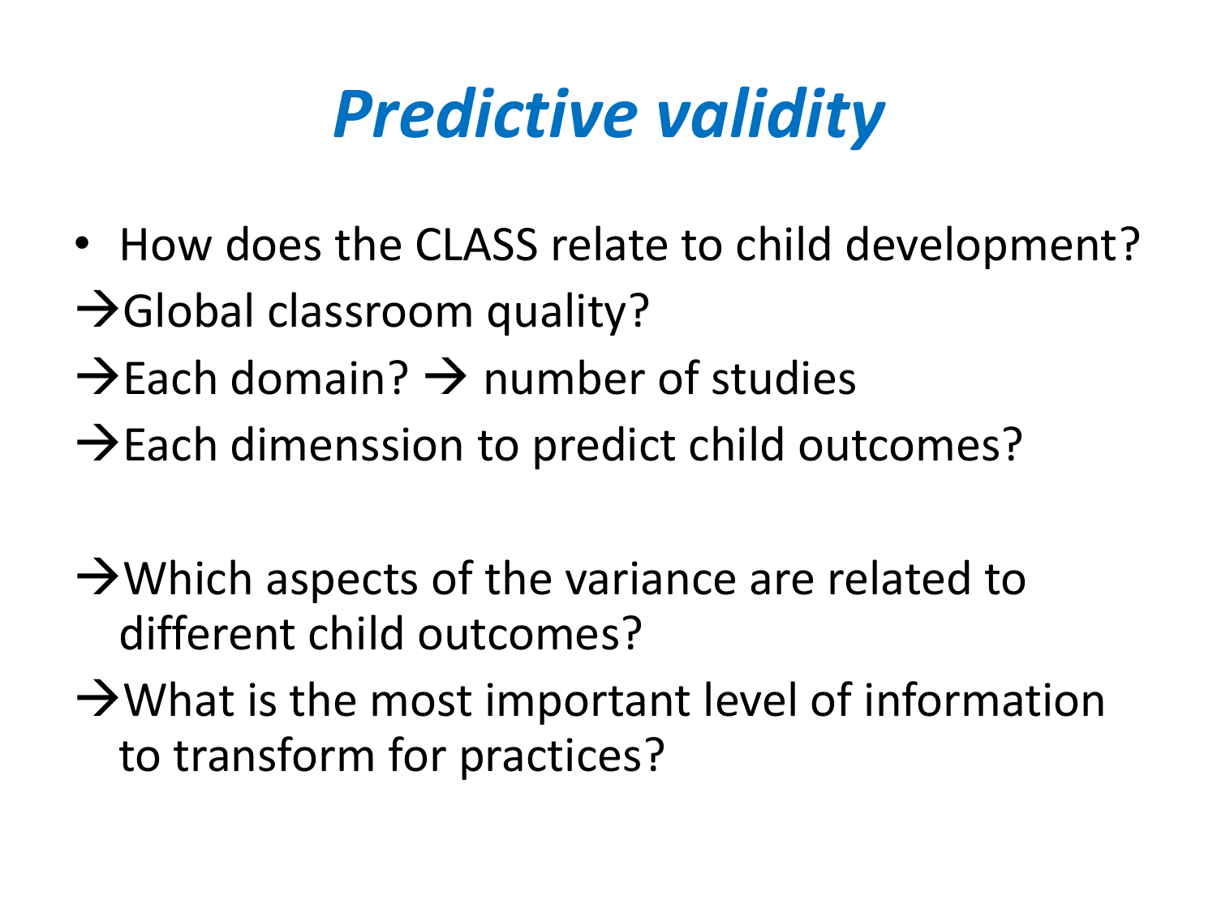# *Predictive validity*

- How does the CLASS relate to child development?

→Global classroom quality?

→Each domain? → number of studies

→Each dimenssion to predict child outcomes?

→Which aspects of the variance are related to different child outcomes?

→What is the most important level of information to transform for practices?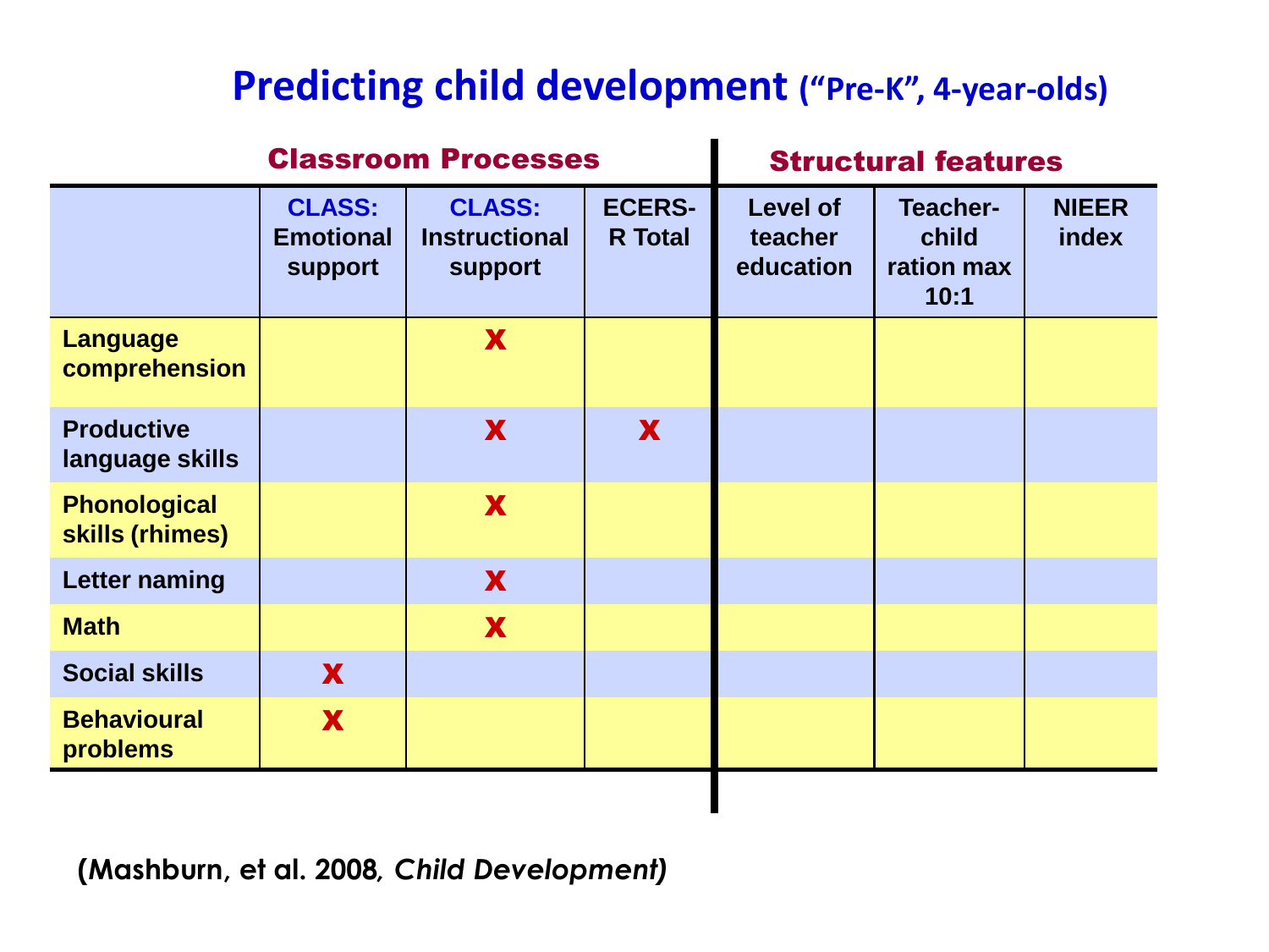# Predicting child development ("Pre-K", 4-year-olds)

| | Classroom Processes | | | Structural features | | |
|---|---|---|---|---|---|---|
| | **CLASS: Emotional support** | **CLASS: Instructional support** | **ECERS-R Total** | **Level of teacher education** | **Teacher-child ration max 10:1** | **NIEER index** |
| **Language comprehension** | | x | | | | |
| **Productive language skills** | | x | x | | | |
| **Phonological skills (rhimes)** | | x | | | | |
| **Letter naming** | | x | | | | |
| **Math** | | x | | | | |
| **Social skills** | x | | | | | |
| **Behavioural problems** | x | | | | | |

**(Mashburn, et al. 2008, *Child Development*)**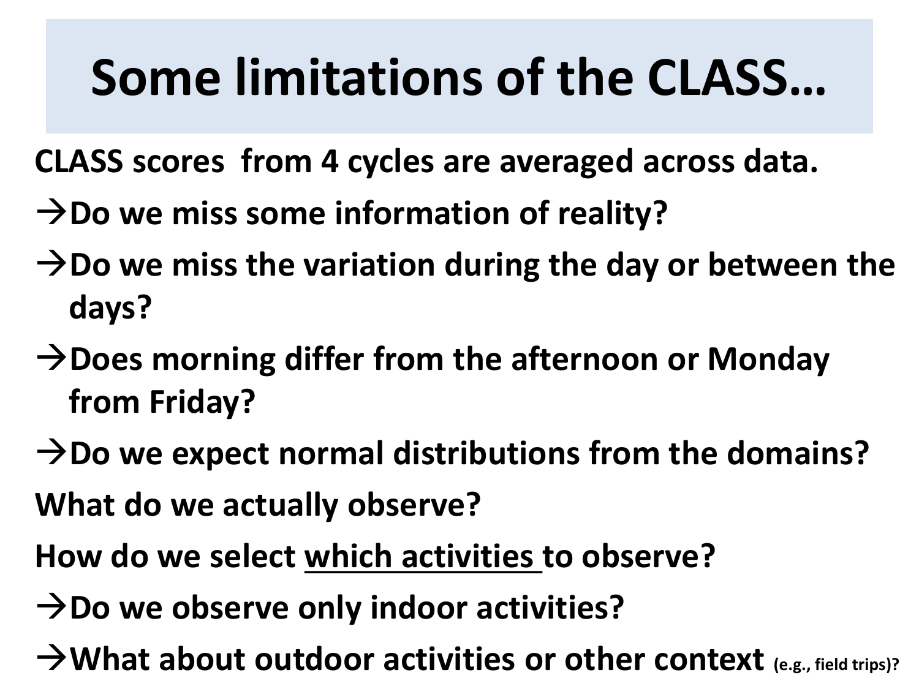# Some limitations of the CLASS…

**CLASS scores from 4 cycles are averaged across data.**

**→Do we miss some information of reality?**

**→Do we miss the variation during the day or between the days?**

**→Does morning differ from the afternoon or Monday from Friday?**

**→Do we expect normal distributions from the domains?**

**What do we actually observe?**

**How do we select <u>which activities</u> to observe?**

**→Do we observe only indoor activities?**

**→What about outdoor activities or other context (e.g., field trips)?**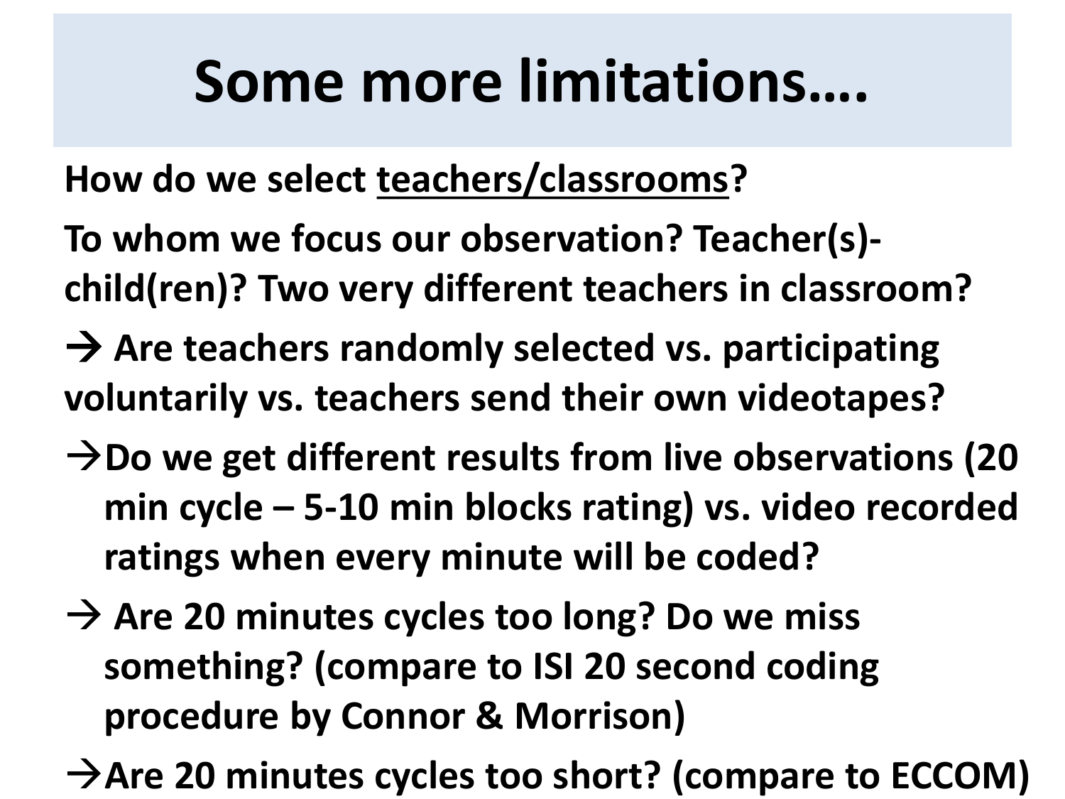# Some more limitations….

**How do we select <u>teachers/classrooms</u>?**

**To whom we focus our observation? Teacher(s)-child(ren)? Two very different teachers in classroom?**

**→ Are teachers randomly selected vs. participating voluntarily vs. teachers send their own videotapes?**

**→Do we get different results from live observations (20 min cycle – 5-10 min blocks rating) vs. video recorded ratings when every minute will be coded?**

**→ Are 20 minutes cycles too long? Do we miss something? (compare to ISI 20 second coding procedure by Connor & Morrison)**

**→Are 20 minutes cycles too short? (compare to ECCOM)**